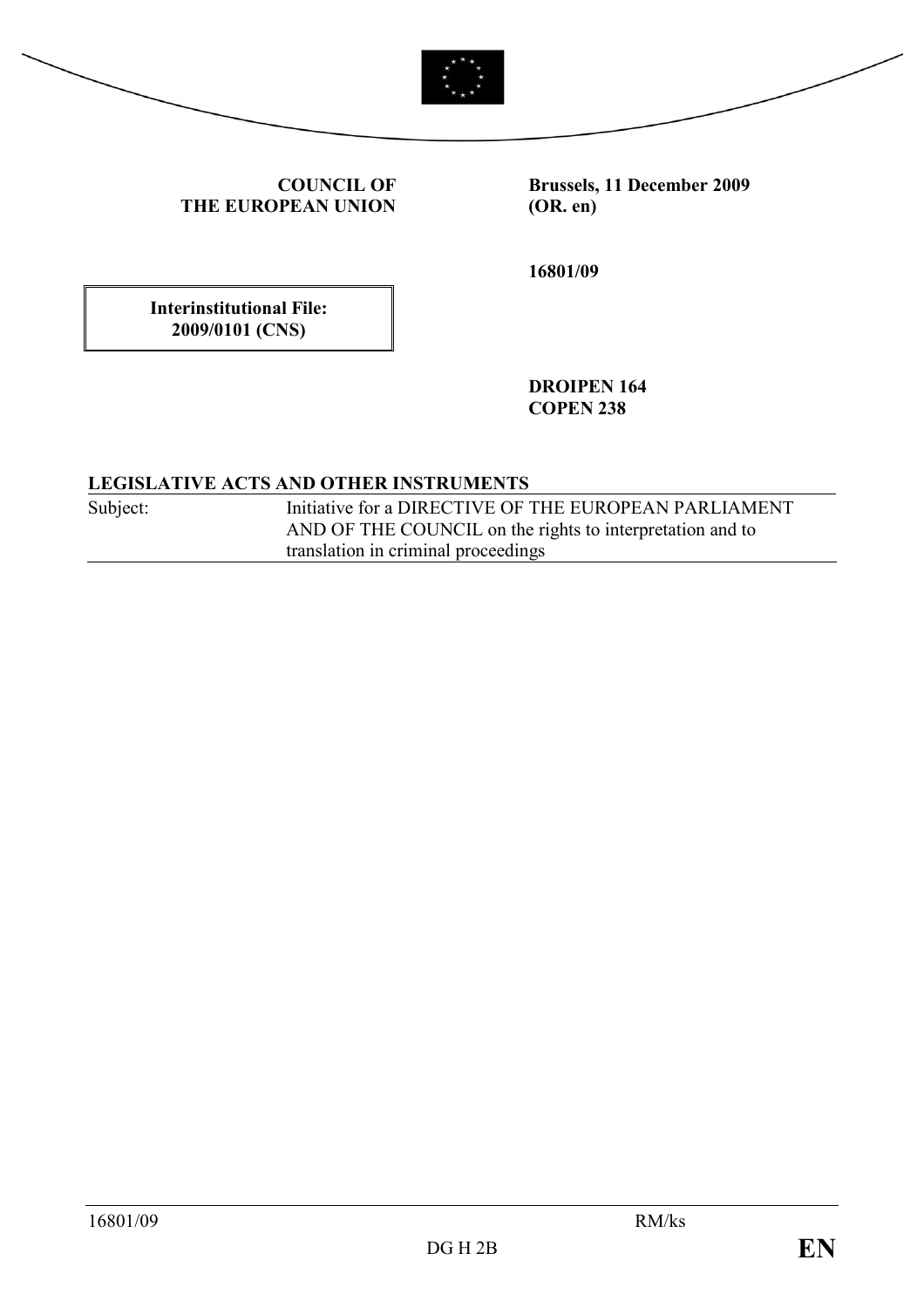**COUNCIL OF THE EUROPEAN UNION**

**Brussels, 11 December 2009 (OR. en)**

**16801/09**

| **Interinstitutional File: 2009/0101 (CNS)** |
|---|

**DROIPEN 164**
**COPEN 238**

**LEGISLATIVE ACTS AND OTHER INSTRUMENTS**

| Subject: | Initiative for a DIRECTIVE OF THE EUROPEAN PARLIAMENT AND OF THE COUNCIL on the rights to interpretation and to translation in criminal proceedings |
|---|---|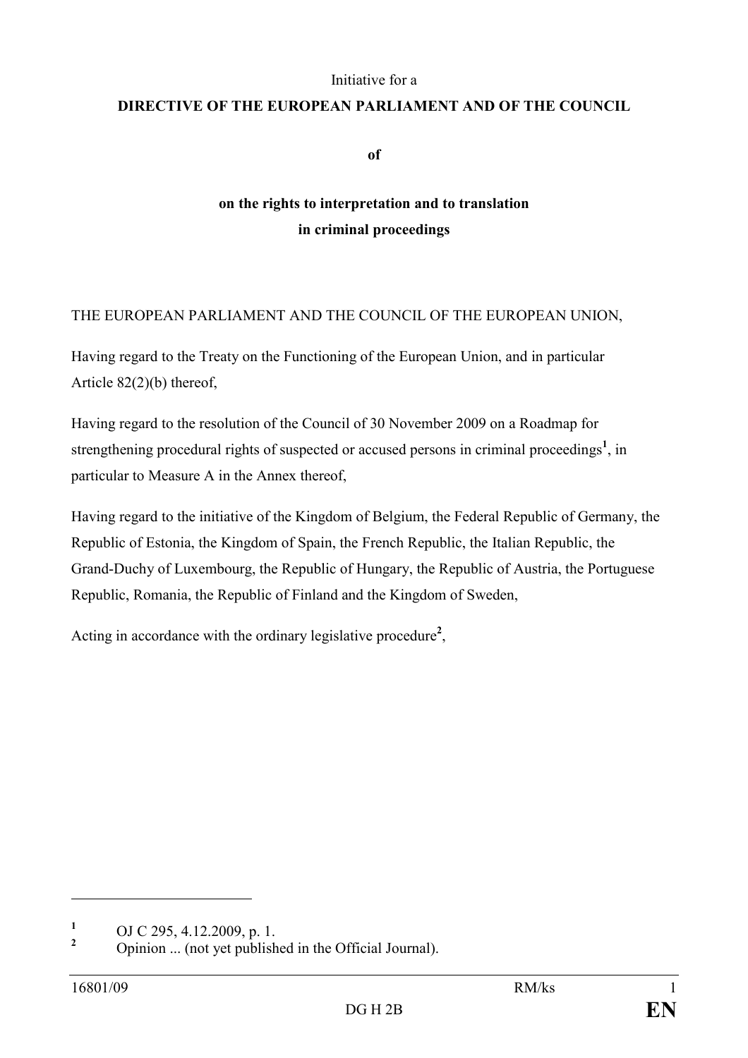Initiative for a

**DIRECTIVE OF THE EUROPEAN PARLIAMENT AND OF THE COUNCIL**

**of**

**on the rights to interpretation and to translation in criminal proceedings**

THE EUROPEAN PARLIAMENT AND THE COUNCIL OF THE EUROPEAN UNION,

Having regard to the Treaty on the Functioning of the European Union, and in particular Article 82(2)(b) thereof,

Having regard to the resolution of the Council of 30 November 2009 on a Roadmap for strengthening procedural rights of suspected or accused persons in criminal proceedings[1], in particular to Measure A in the Annex thereof,

Having regard to the initiative of the Kingdom of Belgium, the Federal Republic of Germany, the Republic of Estonia, the Kingdom of Spain, the French Republic, the Italian Republic, the Grand-Duchy of Luxembourg, the Republic of Hungary, the Republic of Austria, the Portuguese Republic, Romania, the Republic of Finland and the Kingdom of Sweden,

Acting in accordance with the ordinary legislative procedure[2],

---

[1] OJ C 295, 4.12.2009, p. 1.

[2] Opinion ... (not yet published in the Official Journal).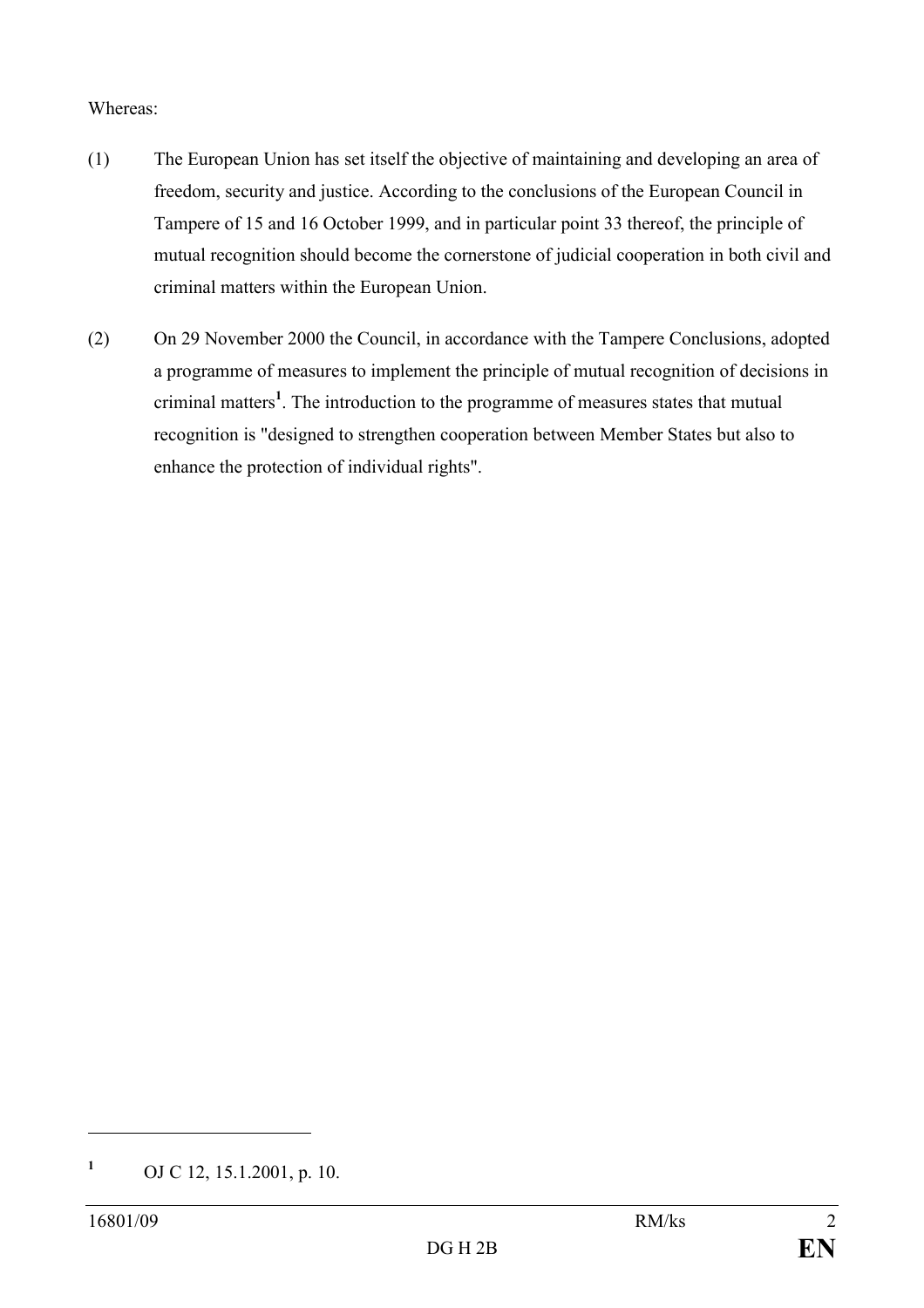Whereas:

(1) The European Union has set itself the objective of maintaining and developing an area of freedom, security and justice. According to the conclusions of the European Council in Tampere of 15 and 16 October 1999, and in particular point 33 thereof, the principle of mutual recognition should become the cornerstone of judicial cooperation in both civil and criminal matters within the European Union.

(2) On 29 November 2000 the Council, in accordance with the Tampere Conclusions, adopted a programme of measures to implement the principle of mutual recognition of decisions in criminal matters[1]. The introduction to the programme of measures states that mutual recognition is "designed to strengthen cooperation between Member States but also to enhance the protection of individual rights".

---

[1] OJ C 12, 15.1.2001, p. 10.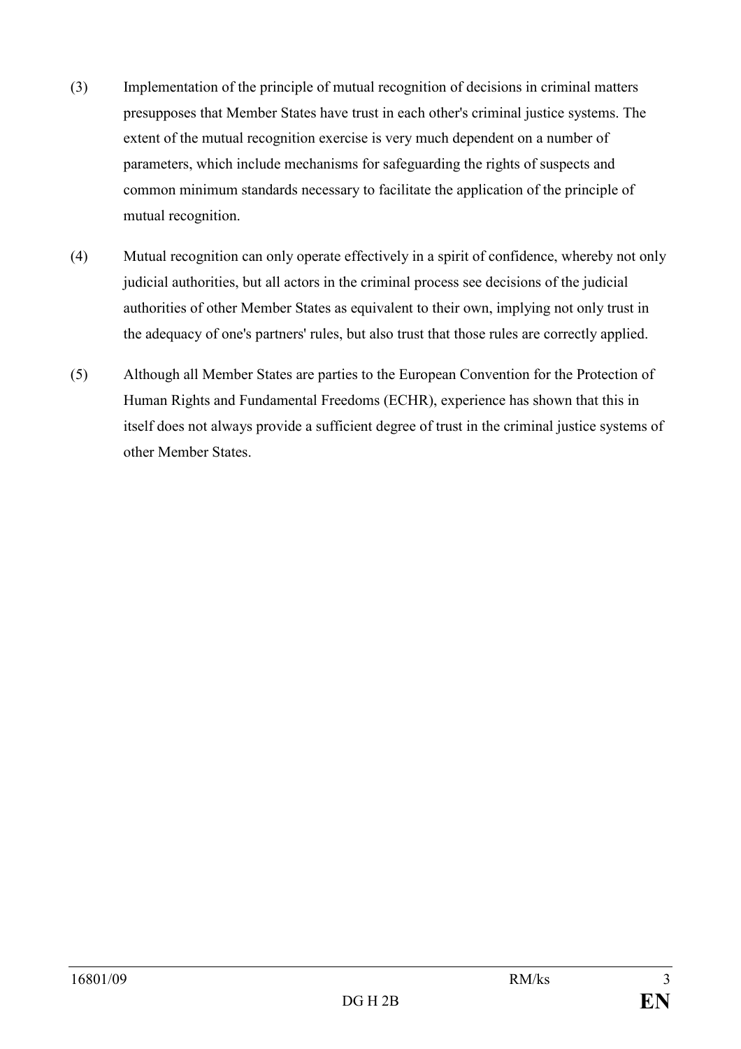(3) Implementation of the principle of mutual recognition of decisions in criminal matters presupposes that Member States have trust in each other's criminal justice systems. The extent of the mutual recognition exercise is very much dependent on a number of parameters, which include mechanisms for safeguarding the rights of suspects and common minimum standards necessary to facilitate the application of the principle of mutual recognition.

(4) Mutual recognition can only operate effectively in a spirit of confidence, whereby not only judicial authorities, but all actors in the criminal process see decisions of the judicial authorities of other Member States as equivalent to their own, implying not only trust in the adequacy of one's partners' rules, but also trust that those rules are correctly applied.

(5) Although all Member States are parties to the European Convention for the Protection of Human Rights and Fundamental Freedoms (ECHR), experience has shown that this in itself does not always provide a sufficient degree of trust in the criminal justice systems of other Member States.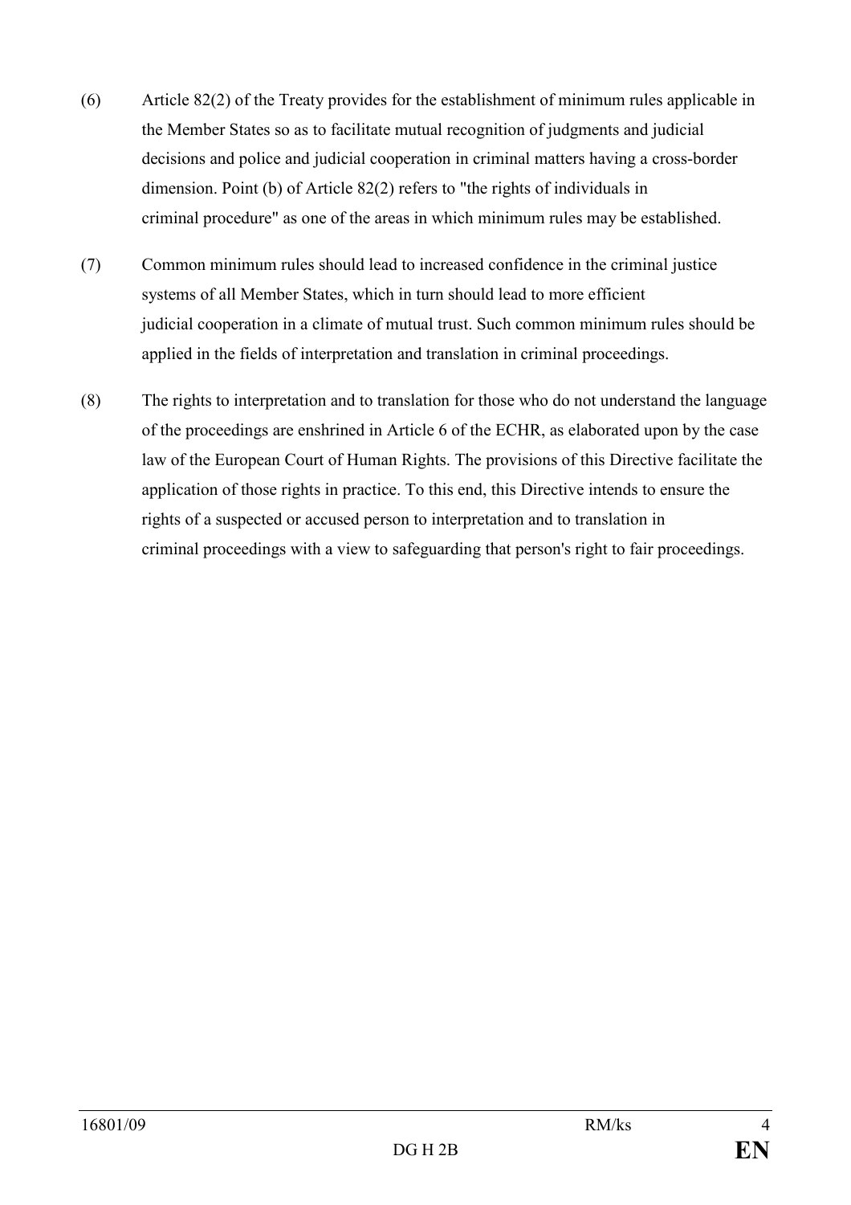(6) Article 82(2) of the Treaty provides for the establishment of minimum rules applicable in the Member States so as to facilitate mutual recognition of judgments and judicial decisions and police and judicial cooperation in criminal matters having a cross-border dimension. Point (b) of Article 82(2) refers to "the rights of individuals in criminal procedure" as one of the areas in which minimum rules may be established.

(7) Common minimum rules should lead to increased confidence in the criminal justice systems of all Member States, which in turn should lead to more efficient judicial cooperation in a climate of mutual trust. Such common minimum rules should be applied in the fields of interpretation and translation in criminal proceedings.

(8) The rights to interpretation and to translation for those who do not understand the language of the proceedings are enshrined in Article 6 of the ECHR, as elaborated upon by the case law of the European Court of Human Rights. The provisions of this Directive facilitate the application of those rights in practice. To this end, this Directive intends to ensure the rights of a suspected or accused person to interpretation and to translation in criminal proceedings with a view to safeguarding that person's right to fair proceedings.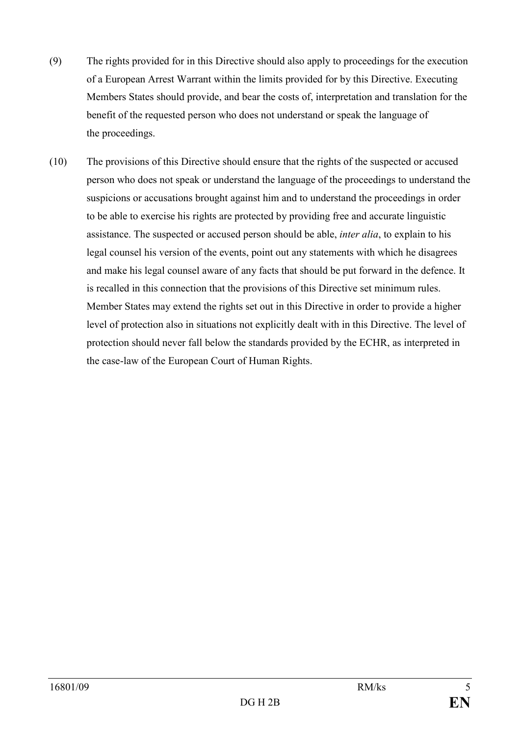(9) The rights provided for in this Directive should also apply to proceedings for the execution of a European Arrest Warrant within the limits provided for by this Directive. Executing Members States should provide, and bear the costs of, interpretation and translation for the benefit of the requested person who does not understand or speak the language of the proceedings.

(10) The provisions of this Directive should ensure that the rights of the suspected or accused person who does not speak or understand the language of the proceedings to understand the suspicions or accusations brought against him and to understand the proceedings in order to be able to exercise his rights are protected by providing free and accurate linguistic assistance. The suspected or accused person should be able, *inter alia*, to explain to his legal counsel his version of the events, point out any statements with which he disagrees and make his legal counsel aware of any facts that should be put forward in the defence. It is recalled in this connection that the provisions of this Directive set minimum rules. Member States may extend the rights set out in this Directive in order to provide a higher level of protection also in situations not explicitly dealt with in this Directive. The level of protection should never fall below the standards provided by the ECHR, as interpreted in the case-law of the European Court of Human Rights.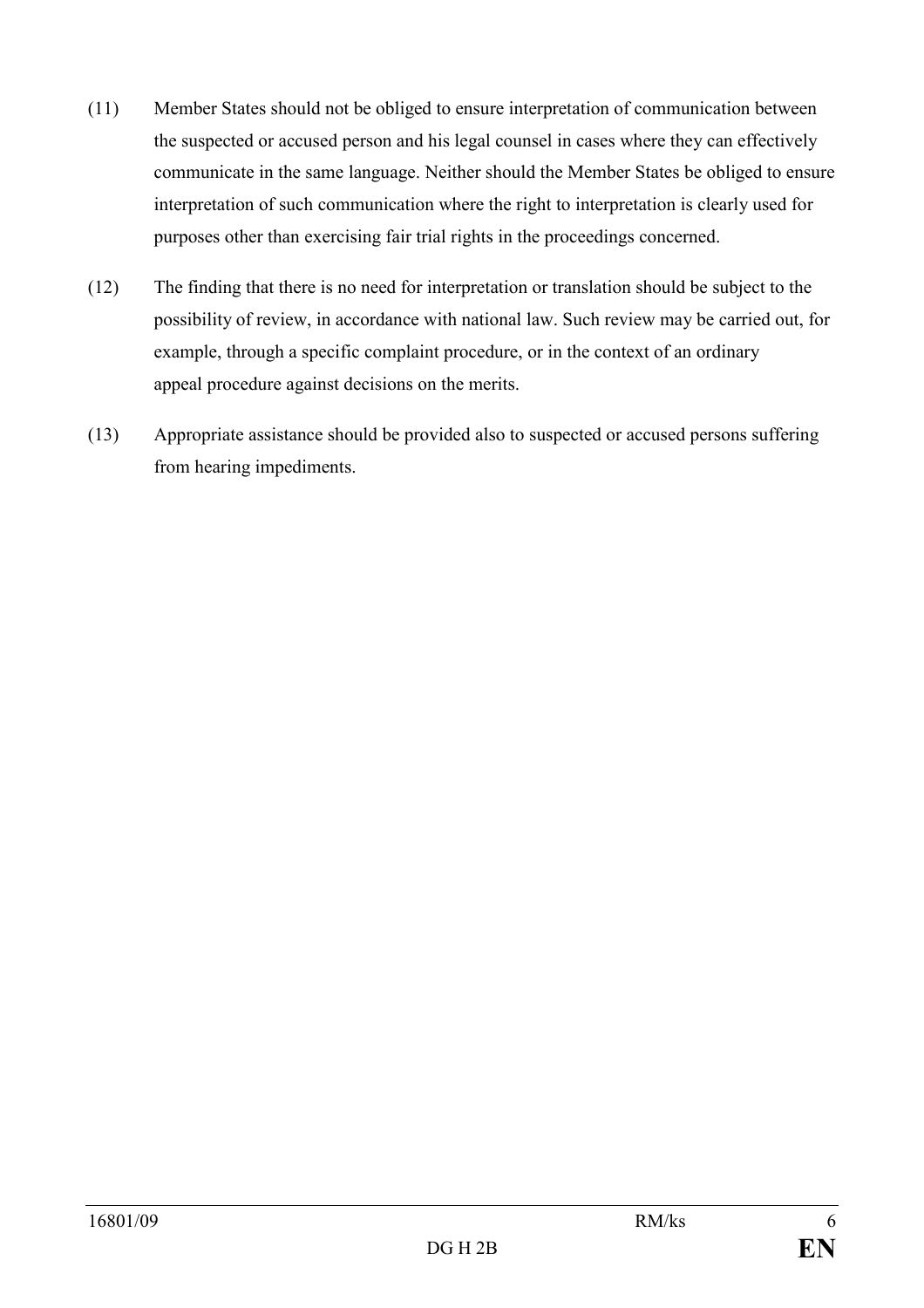(11) Member States should not be obliged to ensure interpretation of communication between the suspected or accused person and his legal counsel in cases where they can effectively communicate in the same language. Neither should the Member States be obliged to ensure interpretation of such communication where the right to interpretation is clearly used for purposes other than exercising fair trial rights in the proceedings concerned.

(12) The finding that there is no need for interpretation or translation should be subject to the possibility of review, in accordance with national law. Such review may be carried out, for example, through a specific complaint procedure, or in the context of an ordinary appeal procedure against decisions on the merits.

(13) Appropriate assistance should be provided also to suspected or accused persons suffering from hearing impediments.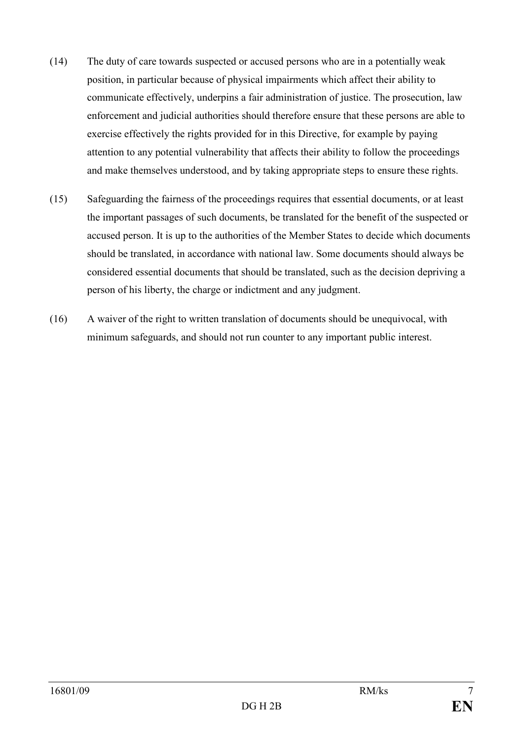(14) The duty of care towards suspected or accused persons who are in a potentially weak position, in particular because of physical impairments which affect their ability to communicate effectively, underpins a fair administration of justice. The prosecution, law enforcement and judicial authorities should therefore ensure that these persons are able to exercise effectively the rights provided for in this Directive, for example by paying attention to any potential vulnerability that affects their ability to follow the proceedings and make themselves understood, and by taking appropriate steps to ensure these rights.

(15) Safeguarding the fairness of the proceedings requires that essential documents, or at least the important passages of such documents, be translated for the benefit of the suspected or accused person. It is up to the authorities of the Member States to decide which documents should be translated, in accordance with national law. Some documents should always be considered essential documents that should be translated, such as the decision depriving a person of his liberty, the charge or indictment and any judgment.

(16) A waiver of the right to written translation of documents should be unequivocal, with minimum safeguards, and should not run counter to any important public interest.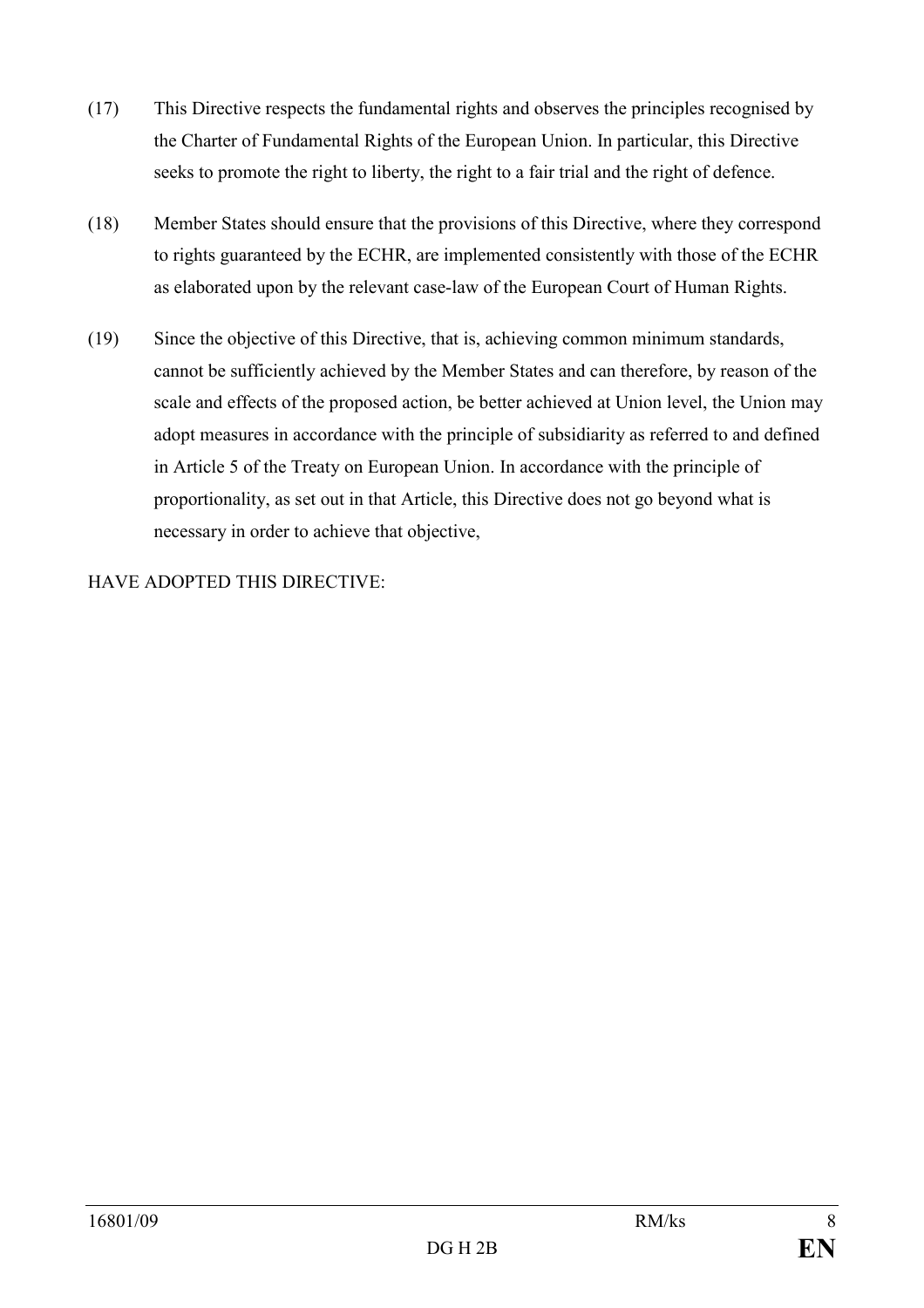(17) This Directive respects the fundamental rights and observes the principles recognised by the Charter of Fundamental Rights of the European Union. In particular, this Directive seeks to promote the right to liberty, the right to a fair trial and the right of defence.

(18) Member States should ensure that the provisions of this Directive, where they correspond to rights guaranteed by the ECHR, are implemented consistently with those of the ECHR as elaborated upon by the relevant case-law of the European Court of Human Rights.

(19) Since the objective of this Directive, that is, achieving common minimum standards, cannot be sufficiently achieved by the Member States and can therefore, by reason of the scale and effects of the proposed action, be better achieved at Union level, the Union may adopt measures in accordance with the principle of subsidiarity as referred to and defined in Article 5 of the Treaty on European Union. In accordance with the principle of proportionality, as set out in that Article, this Directive does not go beyond what is necessary in order to achieve that objective,

HAVE ADOPTED THIS DIRECTIVE: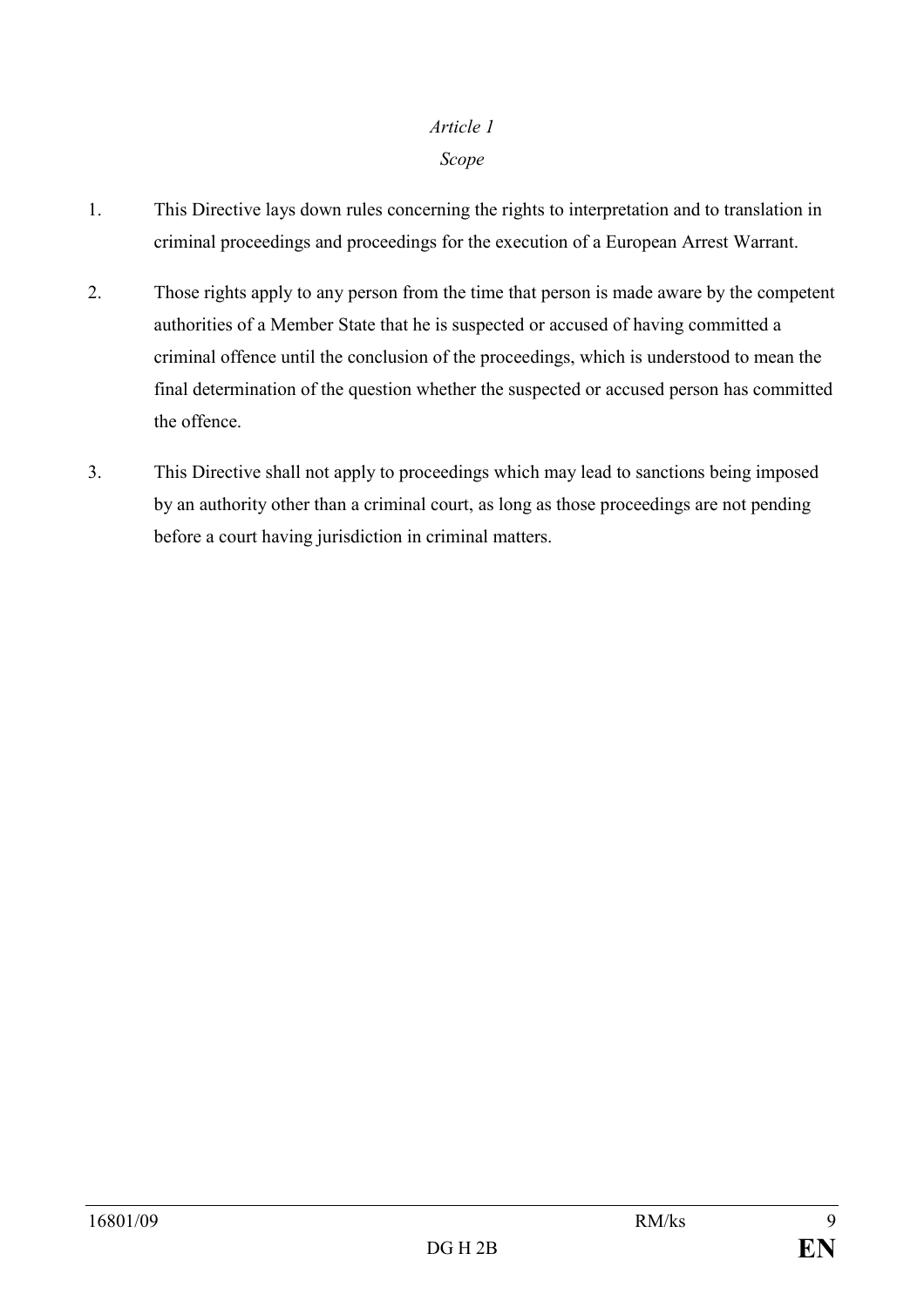*Article 1*

*Scope*

1. This Directive lays down rules concerning the rights to interpretation and to translation in criminal proceedings and proceedings for the execution of a European Arrest Warrant.

2. Those rights apply to any person from the time that person is made aware by the competent authorities of a Member State that he is suspected or accused of having committed a criminal offence until the conclusion of the proceedings, which is understood to mean the final determination of the question whether the suspected or accused person has committed the offence.

3. This Directive shall not apply to proceedings which may lead to sanctions being imposed by an authority other than a criminal court, as long as those proceedings are not pending before a court having jurisdiction in criminal matters.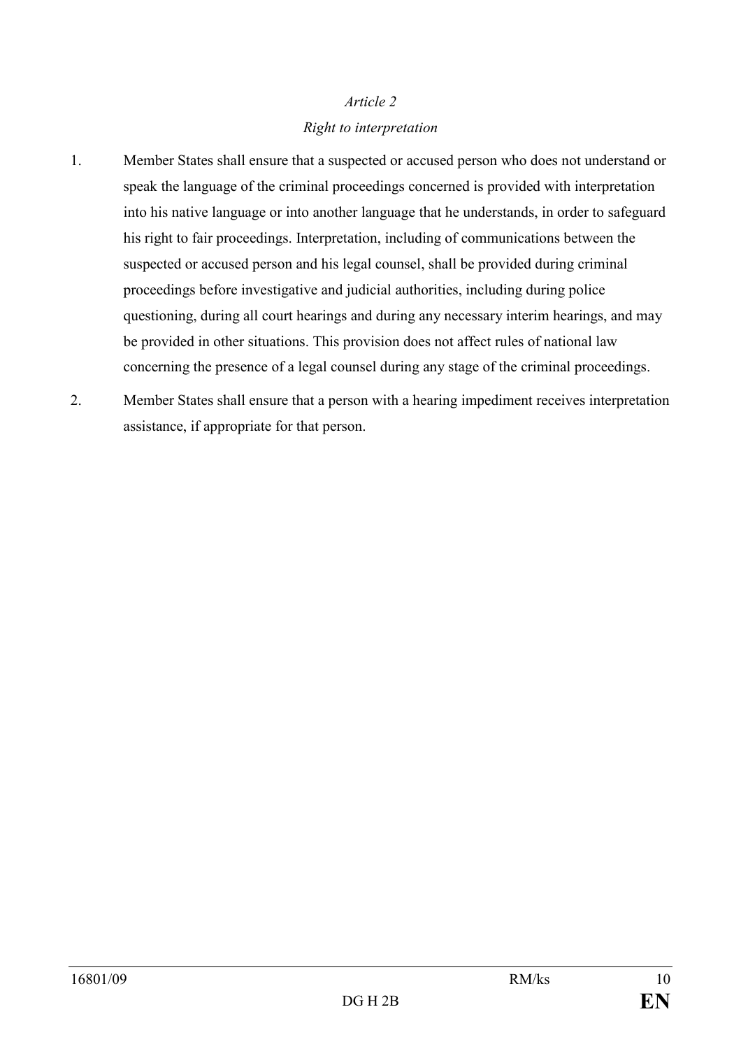*Article 2*

*Right to interpretation*

1. Member States shall ensure that a suspected or accused person who does not understand or speak the language of the criminal proceedings concerned is provided with interpretation into his native language or into another language that he understands, in order to safeguard his right to fair proceedings. Interpretation, including of communications between the suspected or accused person and his legal counsel, shall be provided during criminal proceedings before investigative and judicial authorities, including during police questioning, during all court hearings and during any necessary interim hearings, and may be provided in other situations. This provision does not affect rules of national law concerning the presence of a legal counsel during any stage of the criminal proceedings.

2. Member States shall ensure that a person with a hearing impediment receives interpretation assistance, if appropriate for that person.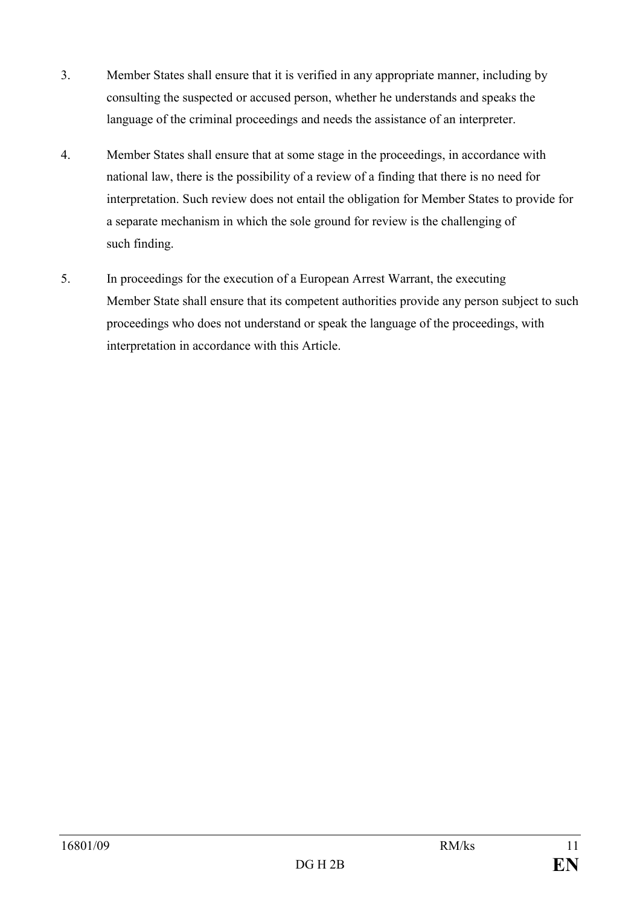3. Member States shall ensure that it is verified in any appropriate manner, including by consulting the suspected or accused person, whether he understands and speaks the language of the criminal proceedings and needs the assistance of an interpreter.

4. Member States shall ensure that at some stage in the proceedings, in accordance with national law, there is the possibility of a review of a finding that there is no need for interpretation. Such review does not entail the obligation for Member States to provide for a separate mechanism in which the sole ground for review is the challenging of such finding.

5. In proceedings for the execution of a European Arrest Warrant, the executing Member State shall ensure that its competent authorities provide any person subject to such proceedings who does not understand or speak the language of the proceedings, with interpretation in accordance with this Article.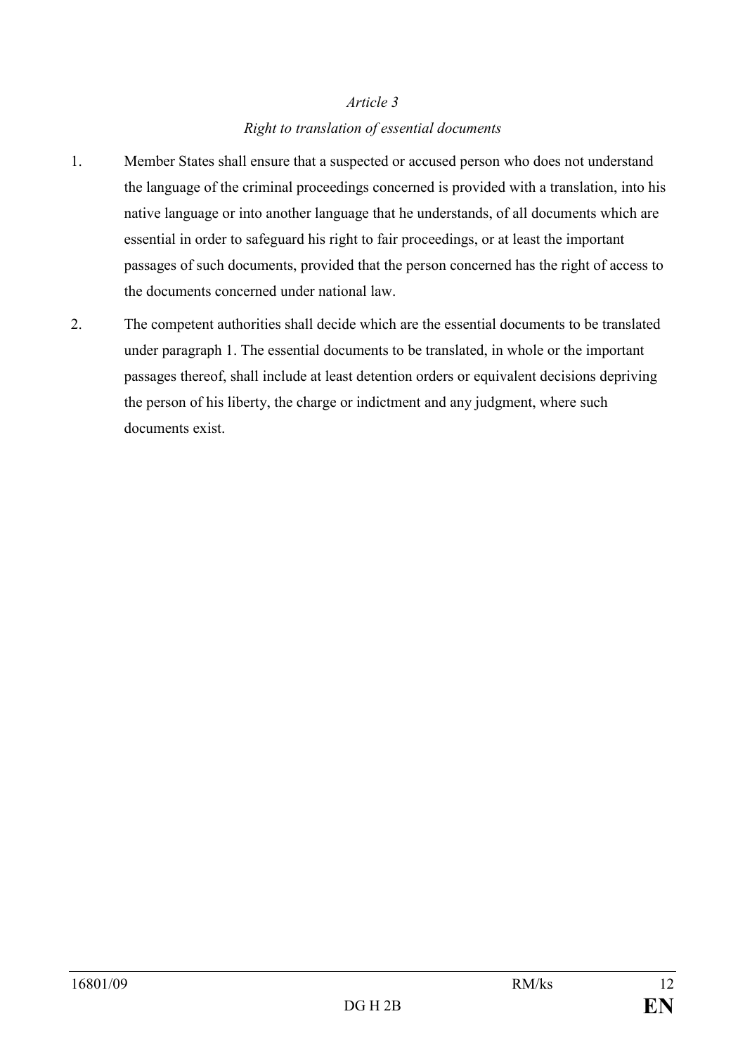*Article 3*

*Right to translation of essential documents*

1. Member States shall ensure that a suspected or accused person who does not understand the language of the criminal proceedings concerned is provided with a translation, into his native language or into another language that he understands, of all documents which are essential in order to safeguard his right to fair proceedings, or at least the important passages of such documents, provided that the person concerned has the right of access to the documents concerned under national law.

2. The competent authorities shall decide which are the essential documents to be translated under paragraph 1. The essential documents to be translated, in whole or the important passages thereof, shall include at least detention orders or equivalent decisions depriving the person of his liberty, the charge or indictment and any judgment, where such documents exist.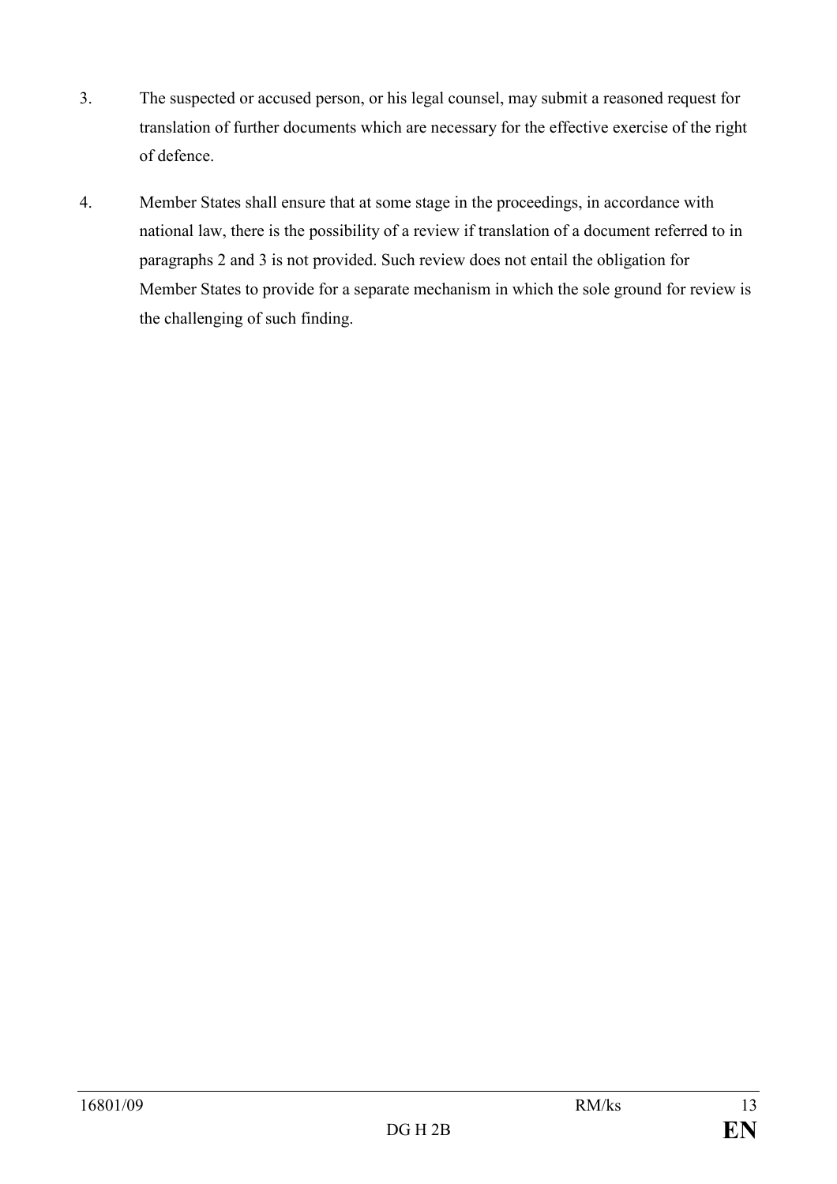3. The suspected or accused person, or his legal counsel, may submit a reasoned request for translation of further documents which are necessary for the effective exercise of the right of defence.

4. Member States shall ensure that at some stage in the proceedings, in accordance with national law, there is the possibility of a review if translation of a document referred to in paragraphs 2 and 3 is not provided. Such review does not entail the obligation for Member States to provide for a separate mechanism in which the sole ground for review is the challenging of such finding.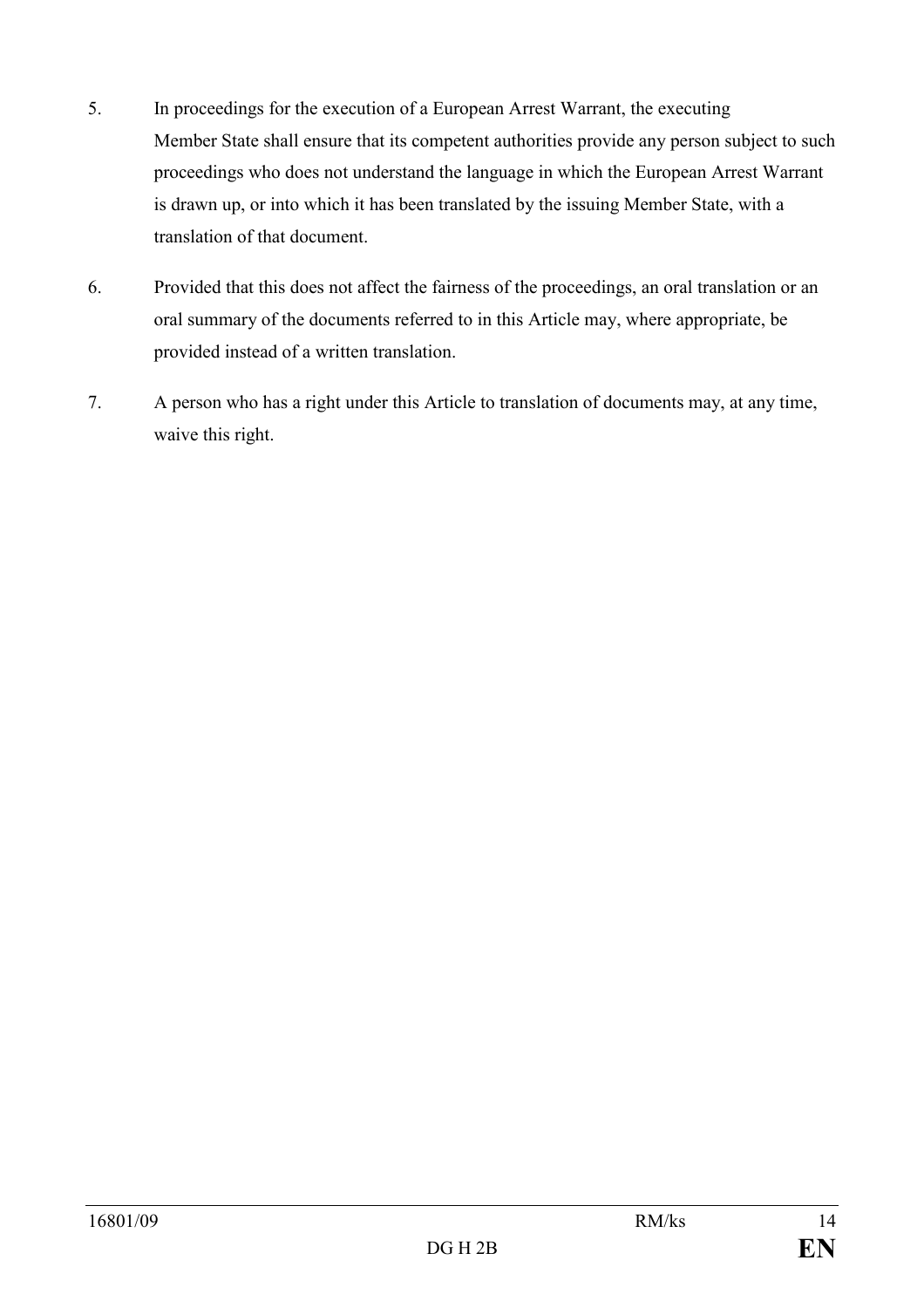5. In proceedings for the execution of a European Arrest Warrant, the executing Member State shall ensure that its competent authorities provide any person subject to such proceedings who does not understand the language in which the European Arrest Warrant is drawn up, or into which it has been translated by the issuing Member State, with a translation of that document.

6. Provided that this does not affect the fairness of the proceedings, an oral translation or an oral summary of the documents referred to in this Article may, where appropriate, be provided instead of a written translation.

7. A person who has a right under this Article to translation of documents may, at any time, waive this right.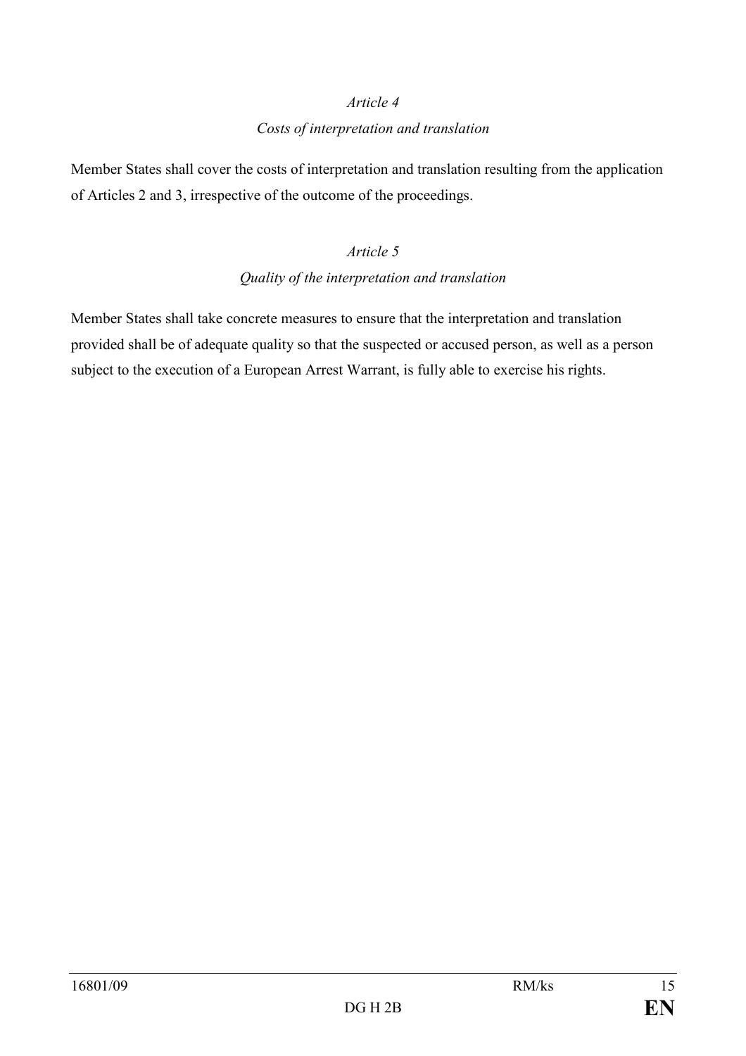*Article 4*

*Costs of interpretation and translation*

Member States shall cover the costs of interpretation and translation resulting from the application of Articles 2 and 3, irrespective of the outcome of the proceedings.

*Article 5*

*Quality of the interpretation and translation*

Member States shall take concrete measures to ensure that the interpretation and translation provided shall be of adequate quality so that the suspected or accused person, as well as a person subject to the execution of a European Arrest Warrant, is fully able to exercise his rights.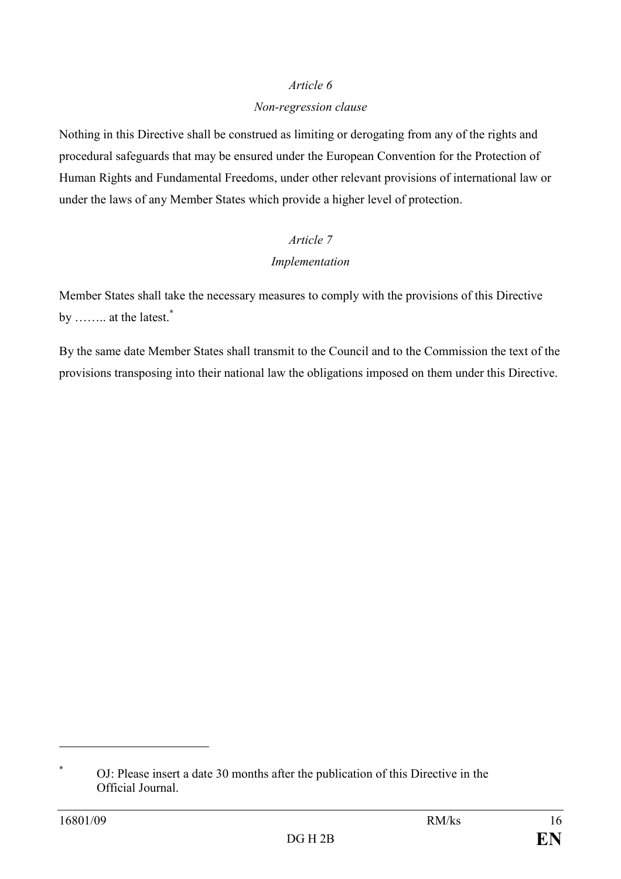*Article 6*

*Non-regression clause*

Nothing in this Directive shall be construed as limiting or derogating from any of the rights and procedural safeguards that may be ensured under the European Convention for the Protection of Human Rights and Fundamental Freedoms, under other relevant provisions of international law or under the laws of any Member States which provide a higher level of protection.

*Article 7*

*Implementation*

Member States shall take the necessary measures to comply with the provisions of this Directive by …….. at the latest.[*]

By the same date Member States shall transmit to the Council and to the Commission the text of the provisions transposing into their national law the obligations imposed on them under this Directive.

---

[*] OJ: Please insert a date 30 months after the publication of this Directive in the Official Journal.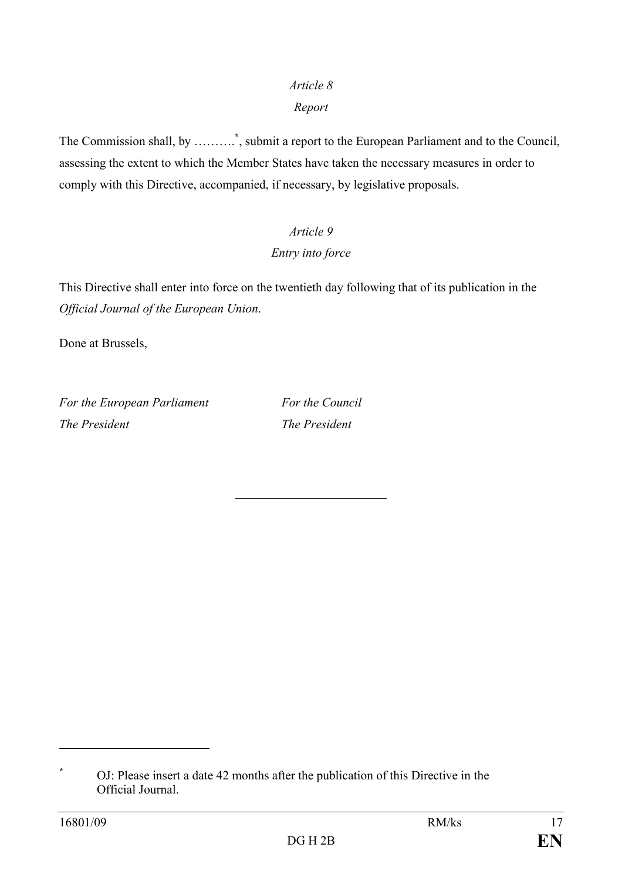*Article 8*

*Report*

The Commission shall, by ……….[*], submit a report to the European Parliament and to the Council, assessing the extent to which the Member States have taken the necessary measures in order to comply with this Directive, accompanied, if necessary, by legislative proposals.

*Article 9*

*Entry into force*

This Directive shall enter into force on the twentieth day following that of its publication in the *Official Journal of the European Union*.

Done at Brussels,

*For the European Parliament*
*The President*

*For the Council*
*The President*

---

[*] OJ: Please insert a date 42 months after the publication of this Directive in the Official Journal.